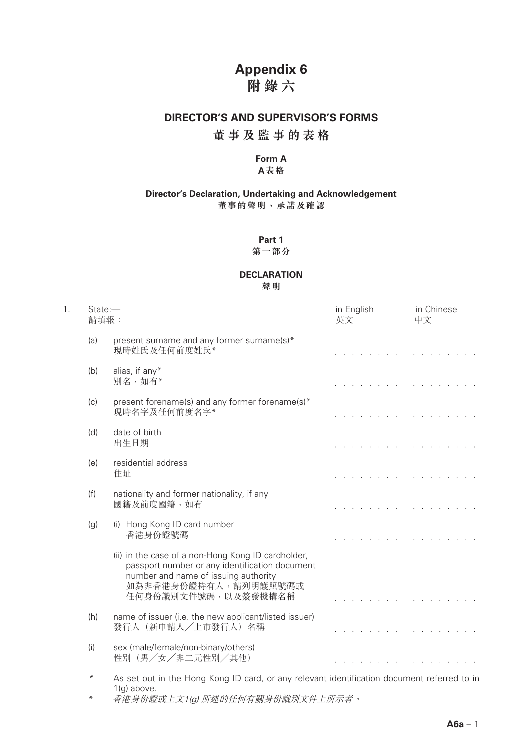# Appendix 6
# 附錄六

## DIRECTOR'S AND SUPERVISOR'S FORMS
## 董事及監事的表格

### Form A
### A表格

### Director's Declaration, Undertaking and Acknowledgement
### 董事的聲明、承諾及確認

---

#### Part 1
#### 第一部分

#### DECLARATION
#### 聲明

| | | | in English 英文 | in Chinese 中文 |
|---|---|---|---|---|
| 1. | State:— 請填報： | | | |
| | (a) | present surname and any former surname(s)* 現時姓氏及任何前度姓氏* | . . . . . . . . | . . . . . . . . . |
| | (b) | alias, if any* 別名，如有* | . . . . . . . . | . . . . . . . . . |
| | (c) | present forename(s) and any former forename(s)* 現時名字及任何前度名字* | . . . . . . . . | . . . . . . . . . |
| | (d) | date of birth 出生日期 | . . . . . . . . | . . . . . . . . . |
| | (e) | residential address 住址 | . . . . . . . . | . . . . . . . . . |
| | (f) | nationality and former nationality, if any 國籍及前度國籍，如有 | . . . . . . . . | . . . . . . . . . |
| | (g) | (i) Hong Kong ID card number 香港身份證號碼 | . . . . . . . . | . . . . . . . . . |
| | | (ii) in the case of a non-Hong Kong ID cardholder, passport number or any identification document number and name of issuing authority 如為非香港身份證持有人，請列明護照號碼或任何身份識別文件號碼，以及簽發機構名稱 | . . . . . . . . | . . . . . . . . . |
| | (h) | name of issuer (i.e. the new applicant/listed issuer) 發行人（新申請人／上市發行人）名稱 | . . . . . . . . | . . . . . . . . . |
| | (i) | sex (male/female/non-binary/others) 性別（男／女／非二元性別／其他） | . . . . . . . . | . . . . . . . . . |

\* As set out in the Hong Kong ID card, or any relevant identification document referred to in 1(g) above.

\* *香港身份證或上文1(g) 所述的任何有關身份識別文件上所示者。*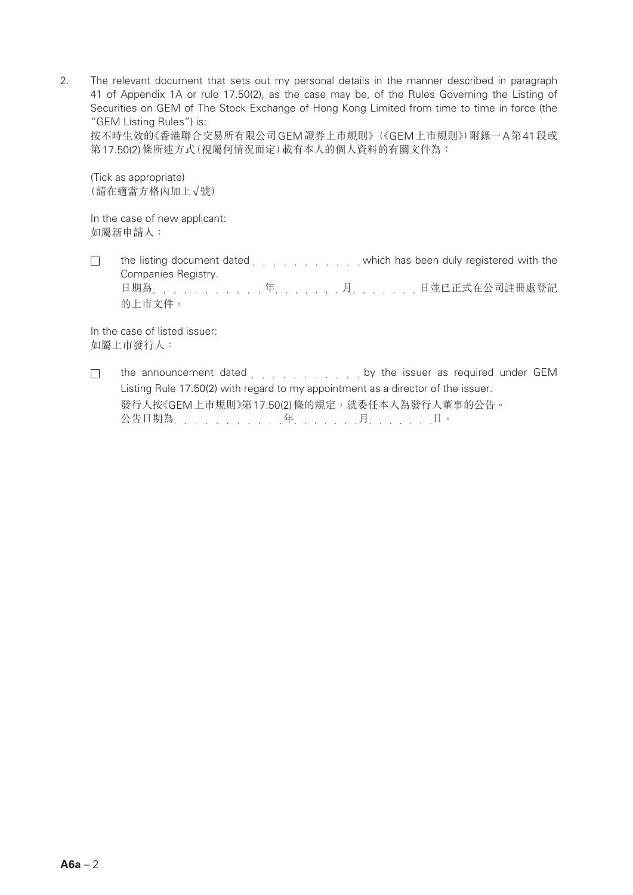2. The relevant document that sets out my personal details in the manner described in paragraph 41 of Appendix 1A or rule 17.50(2), as the case may be, of the Rules Governing the Listing of Securities on GEM of The Stock Exchange of Hong Kong Limited from time to time in force (the "GEM Listing Rules") is:
   按不時生效的《香港聯合交易所有限公司GEM證券上市規則》(《GEM上市規則》)附錄一A第41段或第17.50(2)條所述方式(視屬何情況而定)載有本人的個人資料的有關文件為:

   (Tick as appropriate)
   (請在適當方格內加上√號)

   In the case of new applicant:
   如屬新申請人:

   ☐ the listing document dated . . . . . . . . . . . which has been duly registered with the Companies Registry.
   日期為. . . . . . . . . . .年. . . . . . . .月. . . . . . . .日並已正式在公司註冊處登記的上市文件。

   In the case of listed issuer:
   如屬上市發行人:

   ☐ the announcement dated . . . . . . . . . . . by the issuer as required under GEM Listing Rule 17.50(2) with regard to my appointment as a director of the issuer.
   發行人按《GEM上市規則》第17.50(2)條的規定,就委任本人為發行人董事的公告。
   公告日期為. . . . . . . . . . .年. . . . . . . .月. . . . . . . .日。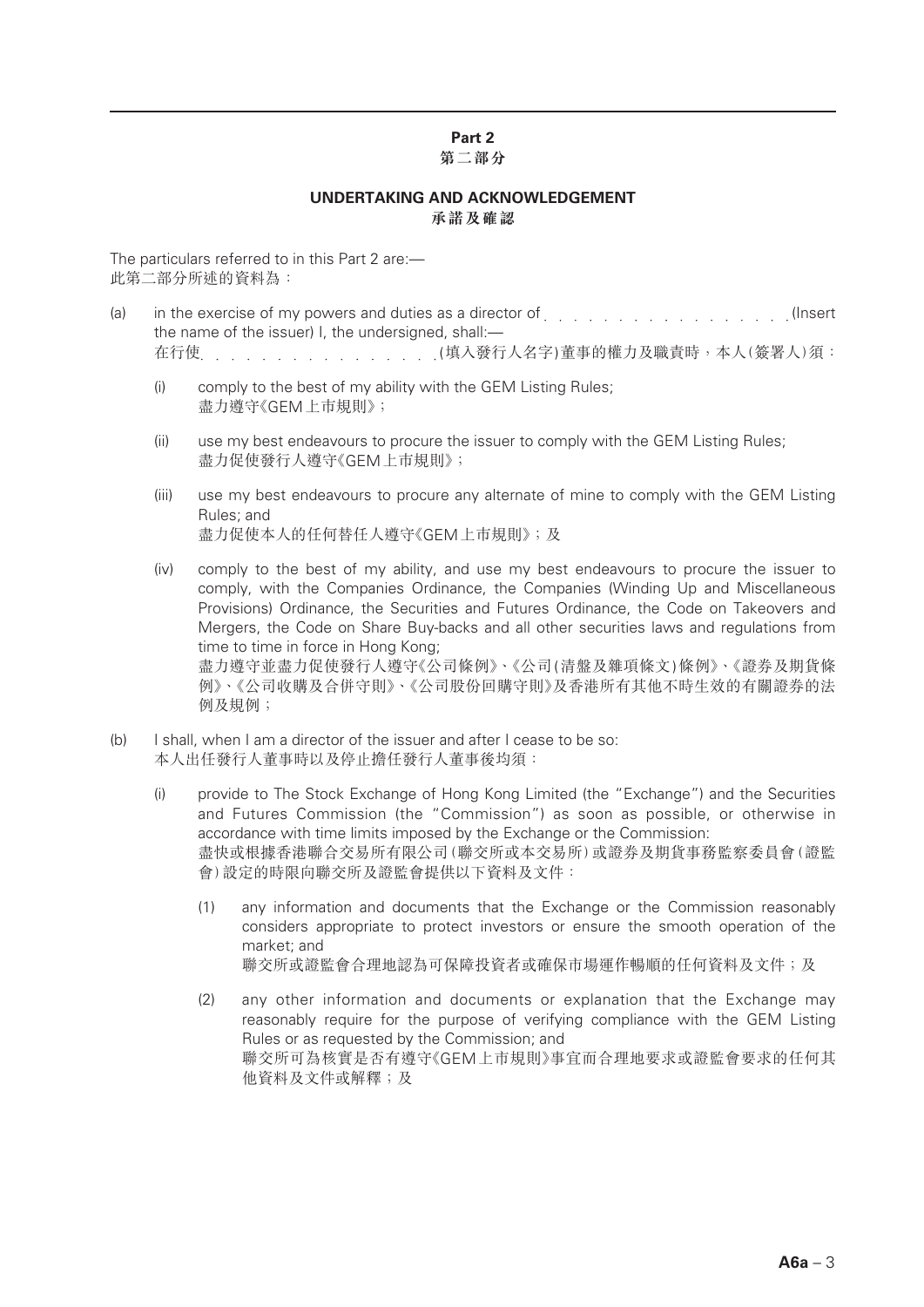## Part 2
## 第二部分

### UNDERTAKING AND ACKNOWLEDGEMENT
### 承諾及確認

The particulars referred to in this Part 2 are:—
此第二部分所述的資料為：

(a) in the exercise of my powers and duties as a director of . . . . . . . . . . . . . . . . .(Insert the name of the issuer) I, the undersigned, shall:—
在行使. . . . . . . . . . . . . . . .(填入發行人名字)董事的權力及職責時，本人(簽署人)須：

   (i) comply to the best of my ability with the GEM Listing Rules;
   盡力遵守《GEM上市規則》；

   (ii) use my best endeavours to procure the issuer to comply with the GEM Listing Rules;
   盡力促使發行人遵守《GEM上市規則》；

   (iii) use my best endeavours to procure any alternate of mine to comply with the GEM Listing Rules; and
   盡力促使本人的任何替任人遵守《GEM上市規則》；及

   (iv) comply to the best of my ability, and use my best endeavours to procure the issuer to comply, with the Companies Ordinance, the Companies (Winding Up and Miscellaneous Provisions) Ordinance, the Securities and Futures Ordinance, the Code on Takeovers and Mergers, the Code on Share Buy-backs and all other securities laws and regulations from time to time in force in Hong Kong;
   盡力遵守並盡力促使發行人遵守《公司條例》、《公司(清盤及雜項條文)條例》、《證券及期貨條例》、《公司收購及合併守則》、《公司股份回購守則》及香港所有其他不時生效的有關證券的法例及規例；

(b) I shall, when I am a director of the issuer and after I cease to be so:
本人出任發行人董事時以及停止擔任發行人董事後均須：

   (i) provide to The Stock Exchange of Hong Kong Limited (the "Exchange") and the Securities and Futures Commission (the "Commission") as soon as possible, or otherwise in accordance with time limits imposed by the Exchange or the Commission:
   盡快或根據香港聯合交易所有限公司(聯交所或本交易所)或證券及期貨事務監察委員會(證監會)設定的時限向聯交所及證監會提供以下資料及文件：

      (1) any information and documents that the Exchange or the Commission reasonably considers appropriate to protect investors or ensure the smooth operation of the market; and
      聯交所或證監會合理地認為可保障投資者或確保市場運作暢順的任何資料及文件；及

      (2) any other information and documents or explanation that the Exchange may reasonably require for the purpose of verifying compliance with the GEM Listing Rules or as requested by the Commission; and
      聯交所可為核實是否有遵守《GEM上市規則》事宜而合理地要求或證監會要求的任何其他資料及文件或解釋；及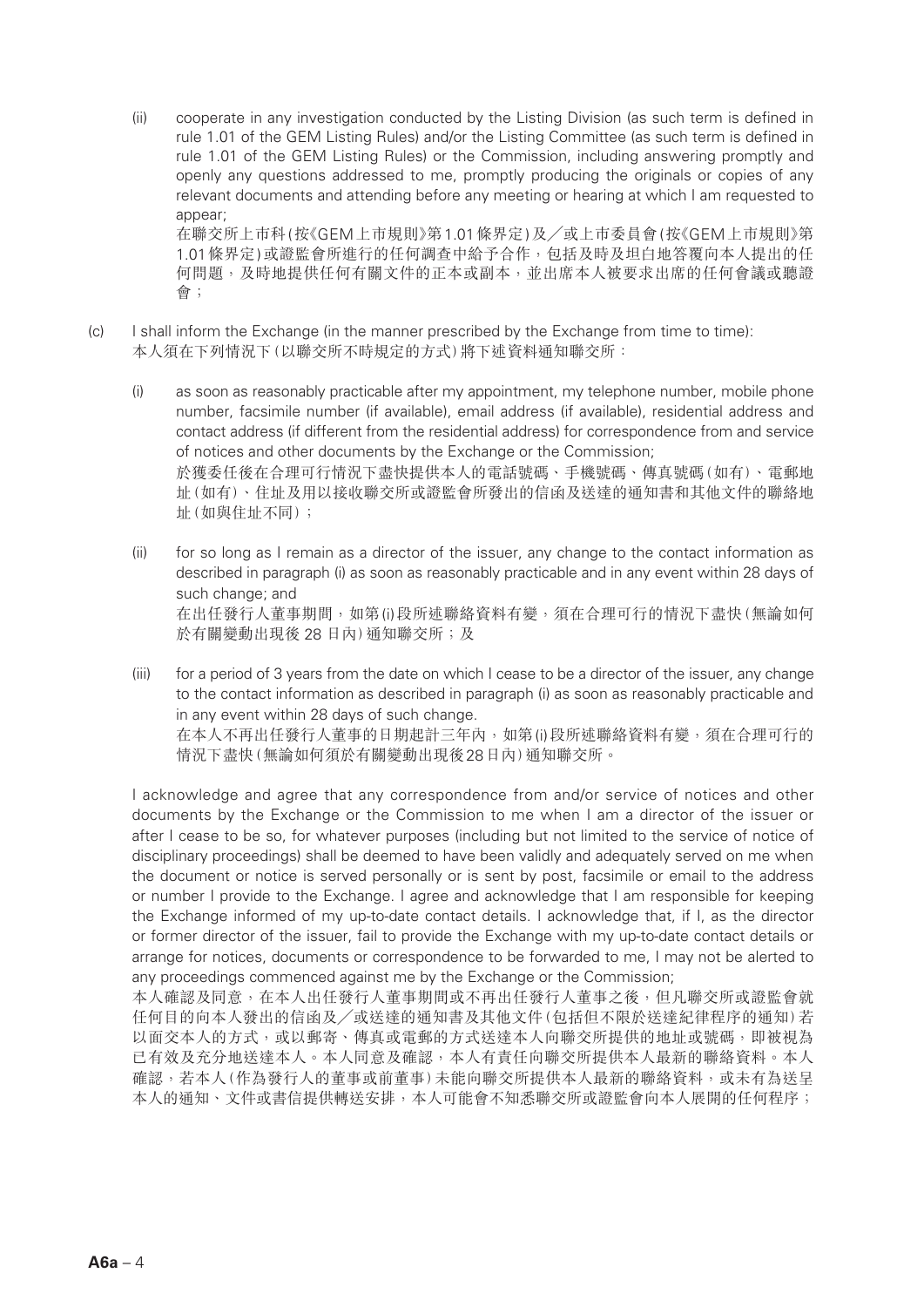(ii) cooperate in any investigation conducted by the Listing Division (as such term is defined in rule 1.01 of the GEM Listing Rules) and/or the Listing Committee (as such term is defined in rule 1.01 of the GEM Listing Rules) or the Commission, including answering promptly and openly any questions addressed to me, promptly producing the originals or copies of any relevant documents and attending before any meeting or hearing at which I am requested to appear;

在聯交所上市科(按《GEM上市規則》第1.01條界定)及╱或上市委員會(按《GEM上市規則》第1.01條界定)或證監會所進行的任何調查中給予合作，包括及時及坦白地答覆向本人提出的任何問題，及時地提供任何有關文件的正本或副本，並出席本人被要求出席的任何會議或聽證會；

(c) I shall inform the Exchange (in the manner prescribed by the Exchange from time to time):

本人須在下列情況下(以聯交所不時規定的方式)將下述資料通知聯交所：

(i) as soon as reasonably practicable after my appointment, my telephone number, mobile phone number, facsimile number (if available), email address (if available), residential address and contact address (if different from the residential address) for correspondence from and service of notices and other documents by the Exchange or the Commission;

於獲委任後在合理可行情況下盡快提供本人的電話號碼、手機號碼、傳真號碼(如有)、電郵地址(如有)、住址及用以接收聯交所或證監會所發出的信函及送達的通知書和其他文件的聯絡地址(如與住址不同)；

(ii) for so long as I remain as a director of the issuer, any change to the contact information as described in paragraph (i) as soon as reasonably practicable and in any event within 28 days of such change; and

在出任發行人董事期間，如第(i)段所述聯絡資料有變，須在合理可行的情況下盡快(無論如何於有關變動出現後 28 日內)通知聯交所；及

(iii) for a period of 3 years from the date on which I cease to be a director of the issuer, any change to the contact information as described in paragraph (i) as soon as reasonably practicable and in any event within 28 days of such change.

在本人不再出任發行人董事的日期起計三年內，如第(i)段所述聯絡資料有變，須在合理可行的情況下盡快(無論如何須於有關變動出現後28日內)通知聯交所。

I acknowledge and agree that any correspondence from and/or service of notices and other documents by the Exchange or the Commission to me when I am a director of the issuer or after I cease to be so, for whatever purposes (including but not limited to the service of notice of disciplinary proceedings) shall be deemed to have been validly and adequately served on me when the document or notice is served personally or is sent by post, facsimile or email to the address or number I provide to the Exchange. I agree and acknowledge that I am responsible for keeping the Exchange informed of my up-to-date contact details. I acknowledge that, if I, as the director or former director of the issuer, fail to provide the Exchange with my up-to-date contact details or arrange for notices, documents or correspondence to be forwarded to me, I may not be alerted to any proceedings commenced against me by the Exchange or the Commission;

本人確認及同意，在本人出任發行人董事期間或不再出任發行人董事之後，但凡聯交所或證監會就任何目的向本人發出的信函及╱或送達的通知書及其他文件(包括但不限於送達紀律程序的通知)若以面交本人的方式，或以郵寄、傳真或電郵的方式送達本人向聯交所提供的地址或號碼，即被視為已有效及充分地送達本人。本人同意及確認，本人有責任向聯交所提供本人最新的聯絡資料。本人確認，若本人(作為發行人的董事或前董事)未能向聯交所提供本人最新的聯絡資料，或未有為送呈本人的通知、文件或書信提供轉送安排，本人可能會不知悉聯交所或證監會向本人展開的任何程序；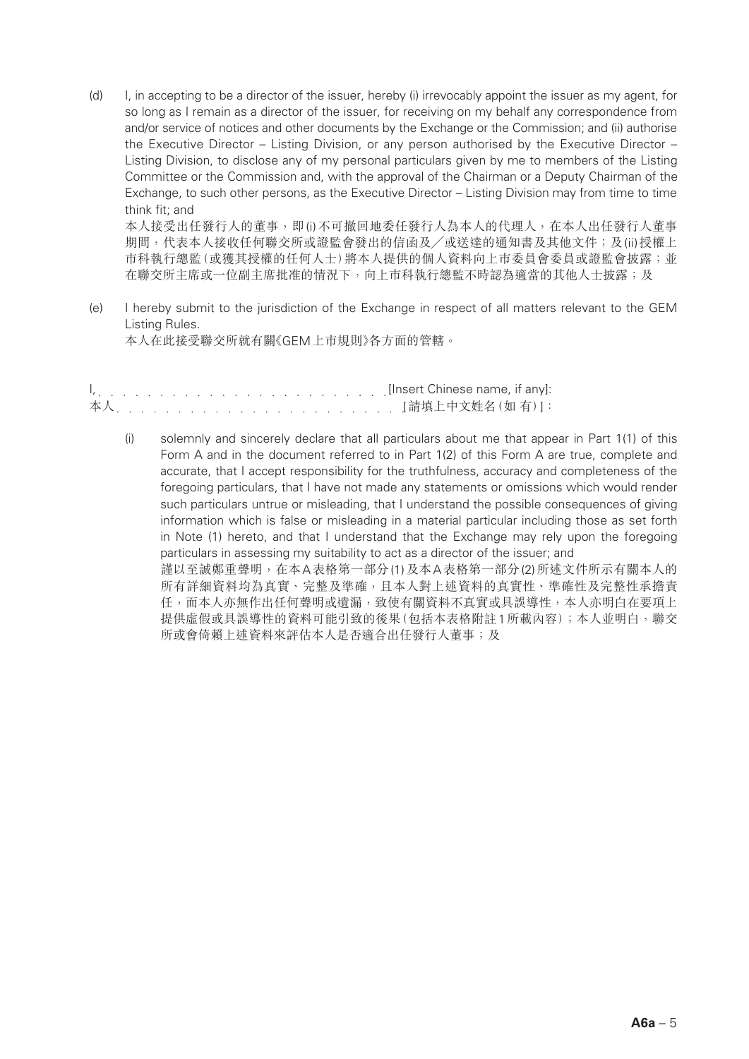(d) I, in accepting to be a director of the issuer, hereby (i) irrevocably appoint the issuer as my agent, for so long as I remain as a director of the issuer, for receiving on my behalf any correspondence from and/or service of notices and other documents by the Exchange or the Commission; and (ii) authorise the Executive Director – Listing Division, or any person authorised by the Executive Director – Listing Division, to disclose any of my personal particulars given by me to members of the Listing Committee or the Commission and, with the approval of the Chairman or a Deputy Chairman of the Exchange, to such other persons, as the Executive Director – Listing Division may from time to time think fit; and

本人接受出任發行人的董事，即(i)不可撤回地委任發行人為本人的代理人，在本人出任發行人董事期間，代表本人接收任何聯交所或證監會發出的信函及╱或送達的通知書及其他文件；及(ii)授權上市科執行總監(或獲其授權的任何人士)將本人提供的個人資料向上市委員會委員或證監會披露；並在聯交所主席或一位副主席批准的情況下，向上市科執行總監不時認為適當的其他人士披露；及

(e) I hereby submit to the jurisdiction of the Exchange in respect of all matters relevant to the GEM Listing Rules.

本人在此接受聯交所就有關《GEM上市規則》各方面的管轄。

I, . . . . . . . . . . . . . . . . . . . . . . . . . [Insert Chinese name, if any]:
本人 . . . . . . . . . . . . . . . . . . . . . . . . [請填上中文姓名(如有)]：

(i) solemnly and sincerely declare that all particulars about me that appear in Part 1(1) of this Form A and in the document referred to in Part 1(2) of this Form A are true, complete and accurate, that I accept responsibility for the truthfulness, accuracy and completeness of the foregoing particulars, that I have not made any statements or omissions which would render such particulars untrue or misleading, that I understand the possible consequences of giving information which is false or misleading in a material particular including those as set forth in Note (1) hereto, and that I understand that the Exchange may rely upon the foregoing particulars in assessing my suitability to act as a director of the issuer; and

謹以至誠鄭重聲明，在本A表格第一部分(1)及本A表格第一部分(2)所述文件所示有關本人的所有詳細資料均為真實、完整及準確，且本人對上述資料的真實性、準確性及完整性承擔責任，而本人亦無作出任何聲明或遺漏，致使有關資料不真實或具誤導性，本人亦明白在要項上提供虛假或具誤導性的資料可能引致的後果(包括本表格附註1所載內容)；本人並明白，聯交所或會倚賴上述資料來評估本人是否適合出任發行人董事；及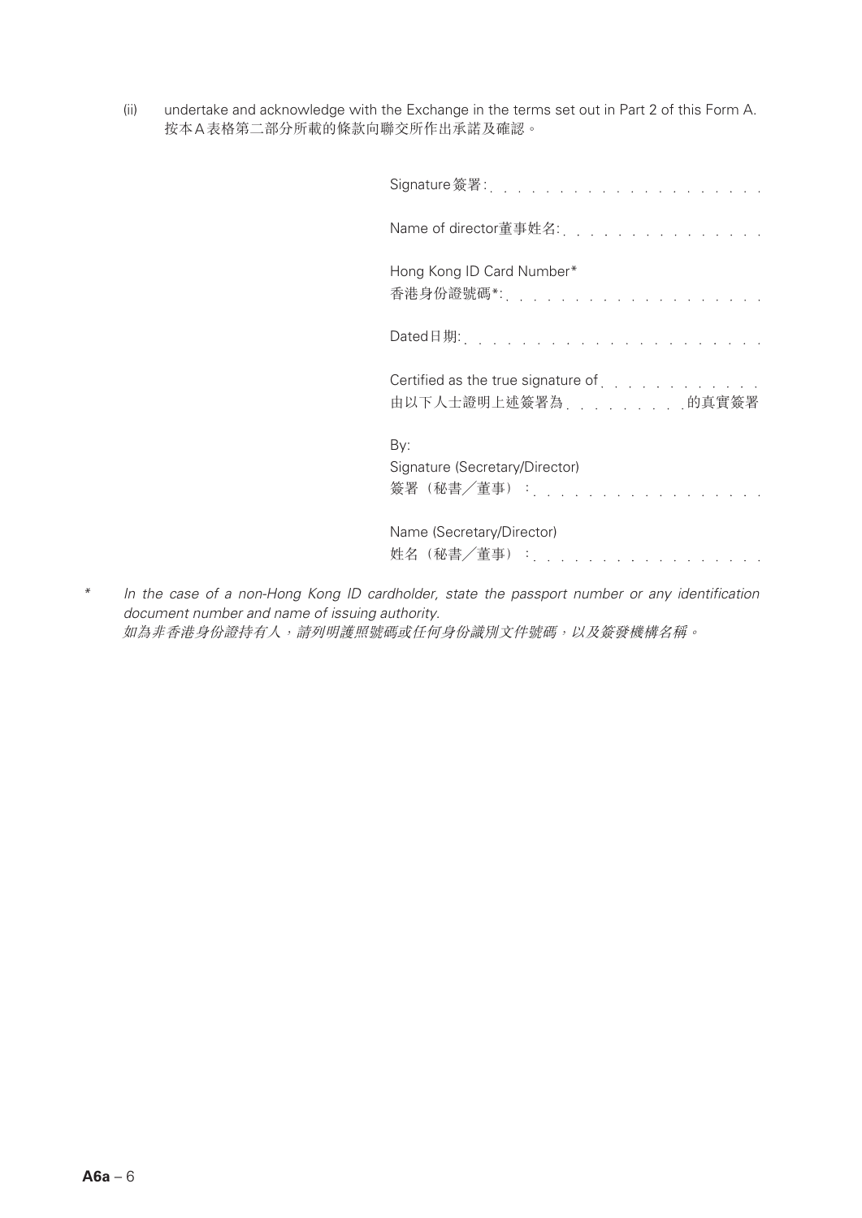(ii) undertake and acknowledge with the Exchange in the terms set out in Part 2 of this Form A.
按本A表格第二部分所載的條款向聯交所作出承諾及確認。

Signature 簽署: . . . . . . . . . . . . . . . . . . .

Name of director董事姓名: . . . . . . . . . . . . . .

Hong Kong ID Card Number*
香港身份證號碼*: . . . . . . . . . . . . . . . . . .

Dated日期: . . . . . . . . . . . . . . . . . . . .

Certified as the true signature of . . . . . . . . . . . .
由以下人士證明上述簽署為 . . . . . . . . . 的真實簽署

By:
Signature (Secretary/Director)
簽署（秘書／董事）: . . . . . . . . . . . . . . . .

Name (Secretary/Director)
姓名（秘書／董事）: . . . . . . . . . . . . . . . .

\* *In the case of a non-Hong Kong ID cardholder, state the passport number or any identification document number and name of issuing authority.*
*如為非香港身份證持有人，請列明護照號碼或任何身份識別文件號碼，以及簽發機構名稱。*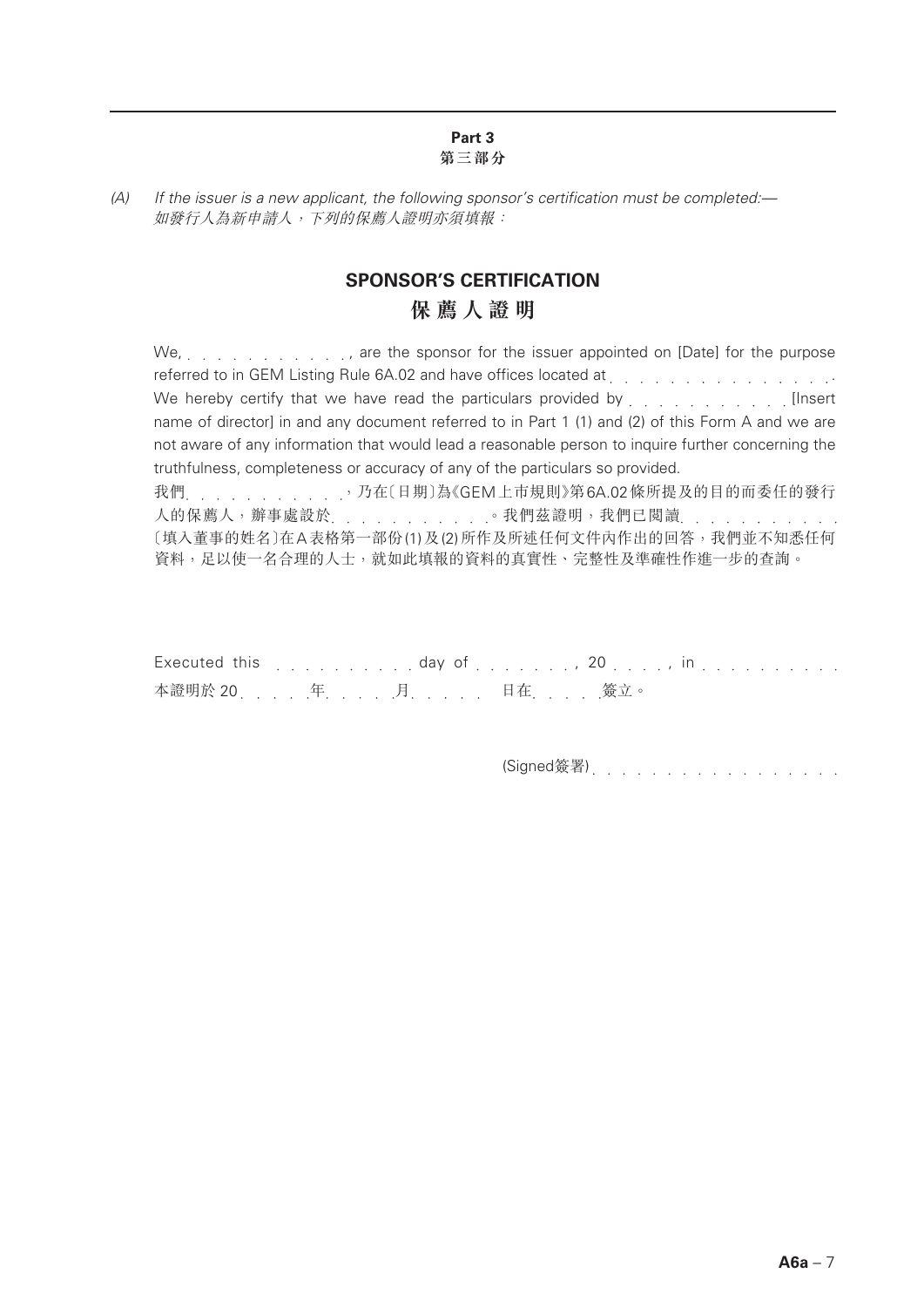**Part 3**
**第三部分**

*(A) If the issuer is a new applicant, the following sponsor's certification must be completed:—*
*如發行人為新申請人，下列的保薦人證明亦須填報：*

## SPONSOR'S CERTIFICATION
## 保薦人證明

We, . . . . . . . . . . . ., are the sponsor for the issuer appointed on [Date] for the purpose referred to in GEM Listing Rule 6A.02 and have offices located at . . . . . . . . . . . . . . . . We hereby certify that we have read the particulars provided by . . . . . . . . . . . [Insert name of director] in and any document referred to in Part 1 (1) and (2) of this Form A and we are not aware of any information that would lead a reasonable person to inquire further concerning the truthfulness, completeness or accuracy of any of the particulars so provided.

我們 . . . . . . . . . . .，乃在〔日期〕為《GEM上市規則》第6A.02條所提及的目的而委任的發行人的保薦人，辦事處設於 . . . . . . . . . . .。我們茲證明，我們已閱讀 . . . . . . . . . . .〔填入董事的姓名〕在A表格第一部份(1)及(2)所作及所述任何文件內作出的回答，我們並不知悉任何資料，足以使一名合理的人士，就如此填報的資料的真實性、完整性及準確性作進一步的查詢。

Executed this . . . . . . . . . . day of . . . . . . . ., 20 . . . ., in . . . . . . . . . . .
本證明於20 . . . .年 . . . .月 . . . . .日在 . . . .簽立。

(Signed簽署) . . . . . . . . . . . . . . . .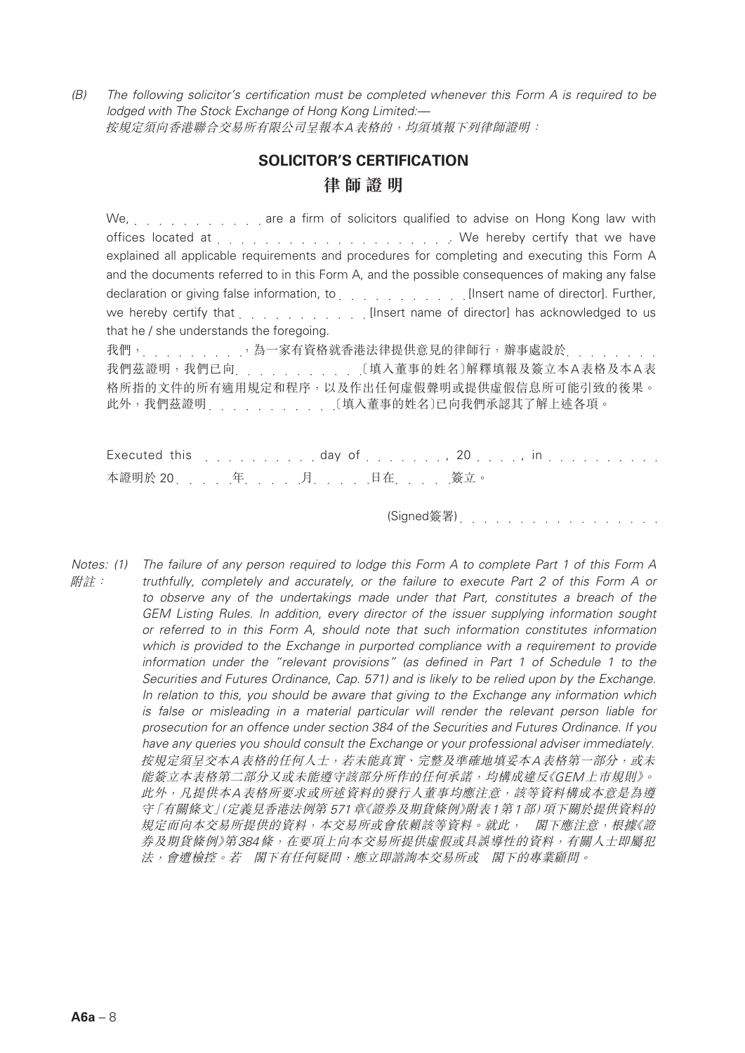*(B) The following solicitor's certification must be completed whenever this Form A is required to be lodged with The Stock Exchange of Hong Kong Limited:—*
*按規定須向香港聯合交易所有限公司呈報本A表格的，均須填報下列律師證明：*

## SOLICITOR'S CERTIFICATION
## 律師證明

We, . . . . . . . . . . . are a firm of solicitors qualified to advise on Hong Kong law with offices located at . . . . . . . . . . . . . . . . . . . . We hereby certify that we have explained all applicable requirements and procedures for completing and executing this Form A and the documents referred to in this Form A, and the possible consequences of making any false declaration or giving false information, to . . . . . . . . . . . [Insert name of director]. Further, we hereby certify that . . . . . . . . . . . [Insert name of director] has acknowledged to us that he / she understands the foregoing.

我們，. . . . . . . . .，為一家有資格就香港法律提供意見的律師行，辦事處設於. . . . . . . . 我們茲證明，我們已向. . . . . . . . . . .〔填入董事的姓名〕解釋填報及簽立本A表格及本A表格所指的文件的所有適用規定和程序，以及作出任何虛假聲明或提供虛假信息所可能引致的後果。此外，我們茲證明. . . . . . . . . . .〔填入董事的姓名〕已向我們承認其了解上述各項。

Executed this . . . . . . . . . . day of . . . . . . . . , 20 . . . . , in . . . . . . . . . .
本證明於 20. . . . .年. . . . .月. . . . .日在. . . . .簽立。

(Signed簽署). . . . . . . . . . . . . . . .

*Notes: (1) The failure of any person required to lodge this Form A to complete Part 1 of this Form A truthfully, completely and accurately, or the failure to execute Part 2 of this Form A or to observe any of the undertakings made under that Part, constitutes a breach of the GEM Listing Rules. In addition, every director of the issuer supplying information sought or referred to in this Form A, should note that such information constitutes information which is provided to the Exchange in purported compliance with a requirement to provide information under the "relevant provisions" (as defined in Part 1 of Schedule 1 to the Securities and Futures Ordinance, Cap. 571) and is likely to be relied upon by the Exchange. In relation to this, you should be aware that giving to the Exchange any information which is false or misleading in a material particular will render the relevant person liable for prosecution for an offence under section 384 of the Securities and Futures Ordinance. If you have any queries you should consult the Exchange or your professional adviser immediately.*

*附註：按規定須呈交本A表格的任何人士，若未能真實、完整及準確地填妥本A表格第一部分，或未能簽立本表格第二部分又或未能遵守該部分所作的任何承諾，均構成違反《GEM上市規則》。此外，凡提供本A表格所要求或所述資料的發行人董事均應注意，該等資料構成本意是為遵守「有關條文」(定義見香港法例第571章《證券及期貨條例》附表1第1部)項下關於提供資料的規定而向本交易所提供的資料，本交易所或會依賴該等資料。就此， 閣下應注意，根據《證券及期貨條例》第384條，在要項上向本交易所提供虛假或具誤導性的資料，有關人士即屬犯法，會遭檢控。若 閣下有任何疑問，應立即諮詢本交易所或 閣下的專業顧問。*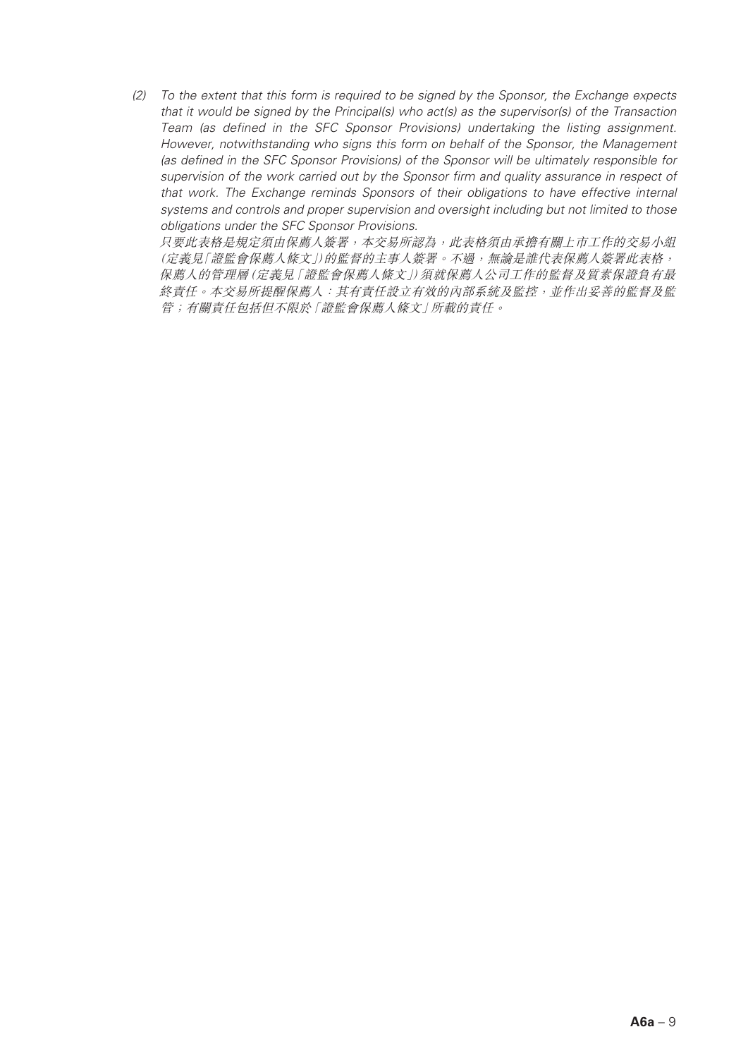*(2) To the extent that this form is required to be signed by the Sponsor, the Exchange expects that it would be signed by the Principal(s) who act(s) as the supervisor(s) of the Transaction Team (as defined in the SFC Sponsor Provisions) undertaking the listing assignment. However, notwithstanding who signs this form on behalf of the Sponsor, the Management (as defined in the SFC Sponsor Provisions) of the Sponsor will be ultimately responsible for supervision of the work carried out by the Sponsor firm and quality assurance in respect of that work. The Exchange reminds Sponsors of their obligations to have effective internal systems and controls and proper supervision and oversight including but not limited to those obligations under the SFC Sponsor Provisions.*

*只要此表格是規定須由保薦人簽署，本交易所認為，此表格須由承擔有關上市工作的交易小組(定義見「證監會保薦人條文」)的監督的主事人簽署。不過，無論是誰代表保薦人簽署此表格，保薦人的管理層(定義見「證監會保薦人條文」)須就保薦人公司工作的監督及質素保證負有最終責任。本交易所提醒保薦人：其有責任設立有效的內部系統及監控，並作出妥善的監督及監管；有關責任包括但不限於「證監會保薦人條文」所載的責任。*